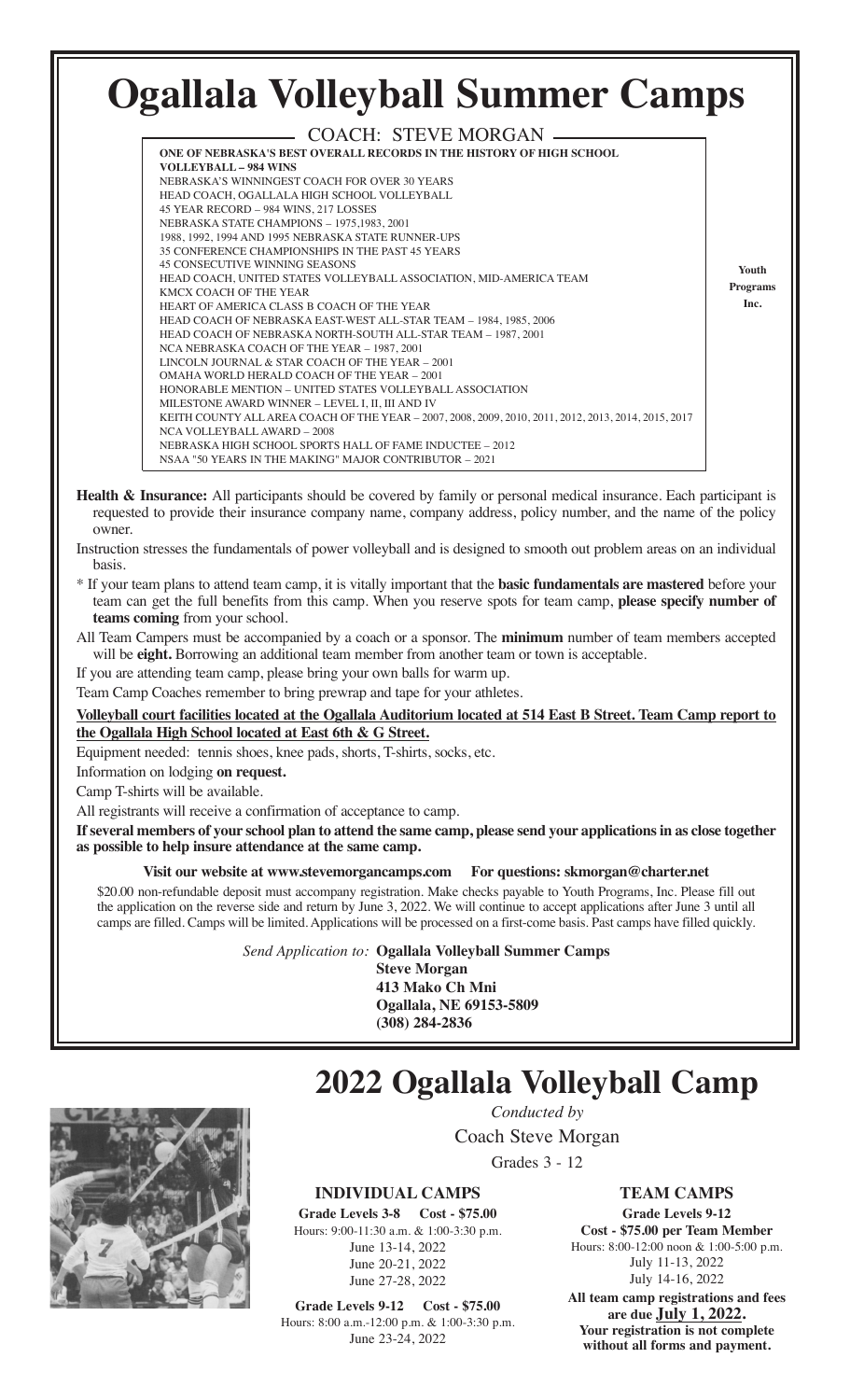# Ogallala Volleyball Summer Camps

## COACH: STEVE MORGAN

**ONE OF NEBRASKA'S BEST OVERALL RECORDS IN THE HISTORY OF HIGH SCHOOL VOLLEYBALL – 984 WINS**

NEBRASKA'S WINNINGEST COACH FOR OVER 30 YEARS
HEAD COACH, OGALLALA HIGH SCHOOL VOLLEYBALL
45 YEAR RECORD – 984 WINS, 217 LOSSES
NEBRASKA STATE CHAMPIONS – 1975,1983, 2001
1988, 1992, 1994 AND 1995 NEBRASKA STATE RUNNER-UPS
35 CONFERENCE CHAMPIONSHIPS IN THE PAST 45 YEARS
45 CONSECUTIVE WINNING SEASONS
HEAD COACH, UNITED STATES VOLLEYBALL ASSOCIATION, MID-AMERICA TEAM
KMCX COACH OF THE YEAR
HEART OF AMERICA CLASS B COACH OF THE YEAR
HEAD COACH OF NEBRASKA EAST-WEST ALL-STAR TEAM – 1984, 1985, 2006
HEAD COACH OF NEBRASKA NORTH-SOUTH ALL-STAR TEAM – 1987, 2001
NCA NEBRASKA COACH OF THE YEAR – 1987, 2001
LINCOLN JOURNAL & STAR COACH OF THE YEAR – 2001
OMAHA WORLD HERALD COACH OF THE YEAR – 2001
HONORABLE MENTION – UNITED STATES VOLLEYBALL ASSOCIATION
MILESTONE AWARD WINNER – LEVEL I, II, III AND IV
KEITH COUNTY ALL AREA COACH OF THE YEAR – 2007, 2008, 2009, 2010, 2011, 2012, 2013, 2014, 2015, 2017
NCA VOLLEYBALL AWARD – 2008
NEBRASKA HIGH SCHOOL SPORTS HALL OF FAME INDUCTEE – 2012
NSAA "50 YEARS IN THE MAKING" MAJOR CONTRIBUTOR – 2021

**Youth Programs Inc.**

**Health & Insurance:** All participants should be covered by family or personal medical insurance. Each participant is requested to provide their insurance company name, company address, policy number, and the name of the policy owner.

Instruction stresses the fundamentals of power volleyball and is designed to smooth out problem areas on an individual basis.

* If your team plans to attend team camp, it is vitally important that the **basic fundamentals are mastered** before your team can get the full benefits from this camp. When you reserve spots for team camp, **please specify number of teams coming** from your school.

All Team Campers must be accompanied by a coach or a sponsor. The **minimum** number of team members accepted will be **eight.** Borrowing an additional team member from another team or town is acceptable.

If you are attending team camp, please bring your own balls for warm up.

Team Camp Coaches remember to bring prewrap and tape for your athletes.

**Volleyball court facilities located at the Ogallala Auditorium located at 514 East B Street. Team Camp report to the Ogallala High School located at East 6th & G Street.**

Equipment needed: tennis shoes, knee pads, shorts, T-shirts, socks, etc.

Information on lodging **on request.**

Camp T-shirts will be available.

All registrants will receive a confirmation of acceptance to camp.

**If several members of your school plan to attend the same camp, please send your applications in as close together as possible to help insure attendance at the same camp.**

**Visit our website at www.stevemorgancamps.com For questions: skmorgan@charter.net**

$20.00 non-refundable deposit must accompany registration. Make checks payable to Youth Programs, Inc. Please fill out the application on the reverse side and return by June 3, 2022. We will continue to accept applications after June 3 until all camps are filled. Camps will be limited. Applications will be processed on a first-come basis. Past camps have filled quickly.

*Send Application to:* **Ogallala Volleyball Summer Camps**
**Steve Morgan**
**413 Mako Ch Mni**
**Ogallala, NE 69153-5809**
**(308) 284-2836**

# 2022 Ogallala Volleyball Camp

*Conducted by*

Coach Steve Morgan

Grades 3 - 12

### INDIVIDUAL CAMPS

**Grade Levels 3-8 Cost - $75.00**
Hours: 9:00-11:30 a.m. & 1:00-3:30 p.m.
June 13-14, 2022
June 20-21, 2022
June 27-28, 2022

**Grade Levels 9-12 Cost - $75.00**
Hours: 8:00 a.m.-12:00 p.m. & 1:00-3:30 p.m.
June 23-24, 2022

### TEAM CAMPS

**Grade Levels 9-12**
**Cost - $75.00 per Team Member**
Hours: 8:00-12:00 noon & 1:00-5:00 p.m.
July 11-13, 2022
July 14-16, 2022

**All team camp registrations and fees are due July 1, 2022.**
**Your registration is not complete without all forms and payment.**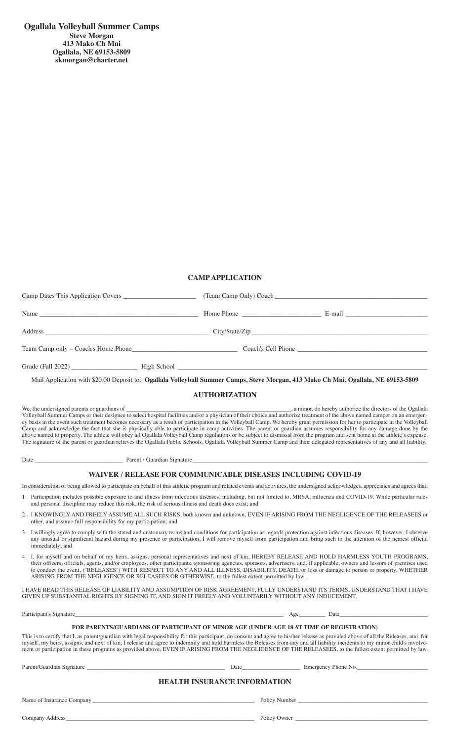**Ogallala Volleyball Summer Camps**
**Steve Morgan**
**413 Mako Ch Mni**
**Ogallala, NE 69153-5809**
**skmorgan@charter.net**

## CAMP APPLICATION

Camp Dates This Application Covers ____________________ (Team Camp Only) Coach ________________________________________

Name ____________________________________________ Home Phone ______________________ E-mail ______________________

Address ______________________________________________ City/State/Zip ______________________________________________

Team Camp only – Coach's Home Phone____________________________ Coach's Cell Phone ___________________________________

Grade (Fall 2022) __________________ High School ______________________________________________________________

Mail Application with $20.00 Deposit to: **Ogallala Volleyball Summer Camps, Steve Morgan, 413 Mako Ch Mni, Ogallala, NE 69153-5809**

## AUTHORIZATION

We, the undersigned parents or guardians of ________________________________________________, a minor, do hereby authorize the directors of the Ogallala Volleyball Summer Camps or their designee to select hospital facilities and/or a physician of their choice and authorize treatment of the above named camper on an emergency basis in the event such treatment becomes necessary as a result of participation in the Volleyball Camp. We hereby grant permission for her to participate in the Volleyball Camp and acknowledge the fact that she is physically able to participate in camp activities. The parent or guardian assumes responsibility for any damage done by the above named to property. The athlete will obey all Ogallala Volleyball Camp regulations or be subject to dismissal from the program and sent home at the athlete's expense. The signature of the parent or guardian relieves the Ogallala Public Schools, Ogallala Volleyball Summer Camp and their delegated representatives of any and all liability.

Date ___________________________ Parent / Guardian Signature________________________________________________________________

## WAIVER / RELEASE FOR COMMUNICABLE DISEASES INCLUDING COVID-19

In consideration of being allowed to participate on behalf of this athletic program and related events and activities, the undersigned acknowledges, appreciates and agrees that:

1. Participation includes possible exposure to and illness from infectious diseases, including, but not limited to, MRSA, influenza and COVID-19. While particular rules and personal discipline may reduce this risk, the risk of serious illness and death does exist; and
2. I KNOWINGLY AND FREELY ASSUME ALL SUCH RISKS, both known and unknown, EVEN IF ARISING FROM THE NEGLIGENCE OF THE RELEASEES or other, and assume full responsibility for my participation; and
3. I willingly agree to comply with the stated and customary terms and conditions for participation as regards protection against infectious diseases. If, however, I observe any unusual or significant hazard during my presence or participation, I will remove myself from participation and bring such to the attention of the nearest official immediately; and
4. I, for myself and on behalf of my heirs, assigns, personal representatives and next of kin, HEREBY RELEASE AND HOLD HARMLESS YOUTH PROGRAMS, their officers, officials, agents, and/or employees, other participants, sponsoring agencies, sponsors, advertisers, and, if applicable, owners and lessors of premises used to conduct the event, ("RELEASES") WITH RESPECT TO ANY AND ALL ILLNESS, DISABILITY, DEATH, or loss or damage to person or property, WHETHER ARISING FROM THE NEGLIGENCE OR RELEASEES OR OTHERWISE, to the fullest extent permitted by law.

I HAVE READ THIS RELEASE OF LIABILITY AND ASSUMPTION OF RISK AGREEMENT, FULLY UNDERSTAND ITS TERMS, UNDERSTAND THAT I HAVE GIVEN UP SUBSTANTIAL RIGHTS BY SIGNING IT, AND SIGN IT FREELY AND VOLUNTARILY WITHOUT ANY INDUCEMENT.

Participant's Signature__________________________________________________________ Age________ Date___________________________

**FOR PARENTS/GUARDIANS OF PARTICIPANT OF MINOR AGE (UNDER AGE 18 AT TIME OF REGISTRATION)**

This is to certify that I, as parent/guardian with legal responsibility for this participant, do consent and agree to his/her release as provided above of all the Releases, and, for myself, my heirs, assigns, and next of kin, I release and agree to indemnify and hold harmless the Releases from any and all liability incidents to my minor child's involvement or participation in these programs as provided above, EVEN IF ARISING FROM THE NEGLIGENCE OF THE RELEASEES, to the fullest extent permitted by law.

Parent/Guardian Signature ____________________________________________ Date__________________ Emergency Phone No.______________________

## HEALTH INSURANCE INFORMATION

Name of Insurance Company ___________________________________________________ Policy Number ________________________________________

Company Address ____________________________________________________________ Policy Owner _________________________________________